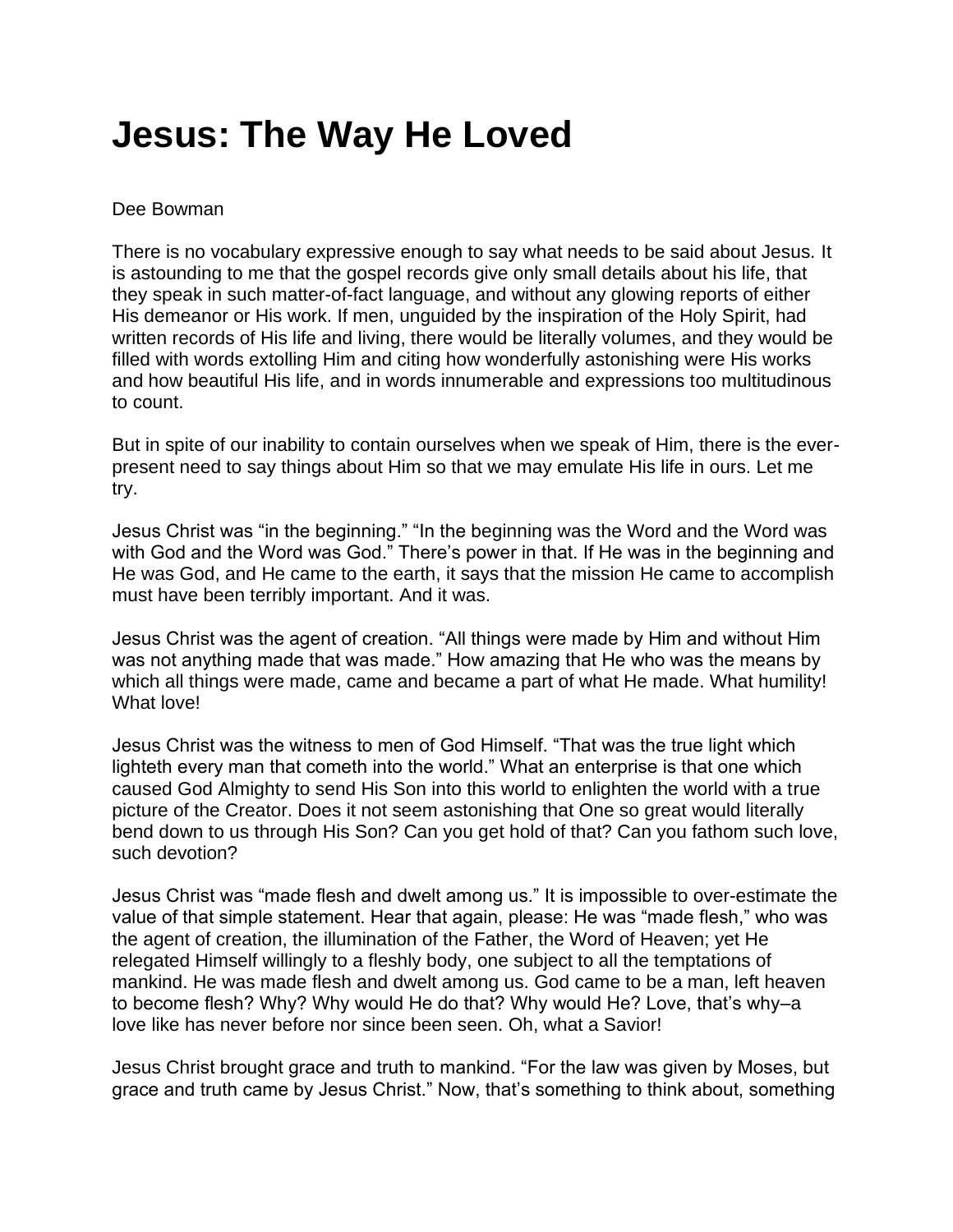# Jesus: The Way He Loved

Dee Bowman

There is no vocabulary expressive enough to say what needs to be said about Jesus. It is astounding to me that the gospel records give only small details about his life, that they speak in such matter-of-fact language, and without any glowing reports of either His demeanor or His work. If men, unguided by the inspiration of the Holy Spirit, had written records of His life and living, there would be literally volumes, and they would be filled with words extolling Him and citing how wonderfully astonishing were His works and how beautiful His life, and in words innumerable and expressions too multitudinous to count.

But in spite of our inability to contain ourselves when we speak of Him, there is the ever-present need to say things about Him so that we may emulate His life in ours. Let me try.

Jesus Christ was "in the beginning." "In the beginning was the Word and the Word was with God and the Word was God." There's power in that. If He was in the beginning and He was God, and He came to the earth, it says that the mission He came to accomplish must have been terribly important. And it was.

Jesus Christ was the agent of creation. "All things were made by Him and without Him was not anything made that was made." How amazing that He who was the means by which all things were made, came and became a part of what He made. What humility! What love!

Jesus Christ was the witness to men of God Himself. "That was the true light which lighteth every man that cometh into the world." What an enterprise is that one which caused God Almighty to send His Son into this world to enlighten the world with a true picture of the Creator. Does it not seem astonishing that One so great would literally bend down to us through His Son? Can you get hold of that? Can you fathom such love, such devotion?

Jesus Christ was "made flesh and dwelt among us." It is impossible to over-estimate the value of that simple statement. Hear that again, please: He was "made flesh," who was the agent of creation, the illumination of the Father, the Word of Heaven; yet He relegated Himself willingly to a fleshly body, one subject to all the temptations of mankind. He was made flesh and dwelt among us. God came to be a man, left heaven to become flesh? Why? Why would He do that? Why would He? Love, that's why–a love like has never before nor since been seen. Oh, what a Savior!

Jesus Christ brought grace and truth to mankind. "For the law was given by Moses, but grace and truth came by Jesus Christ." Now, that's something to think about, something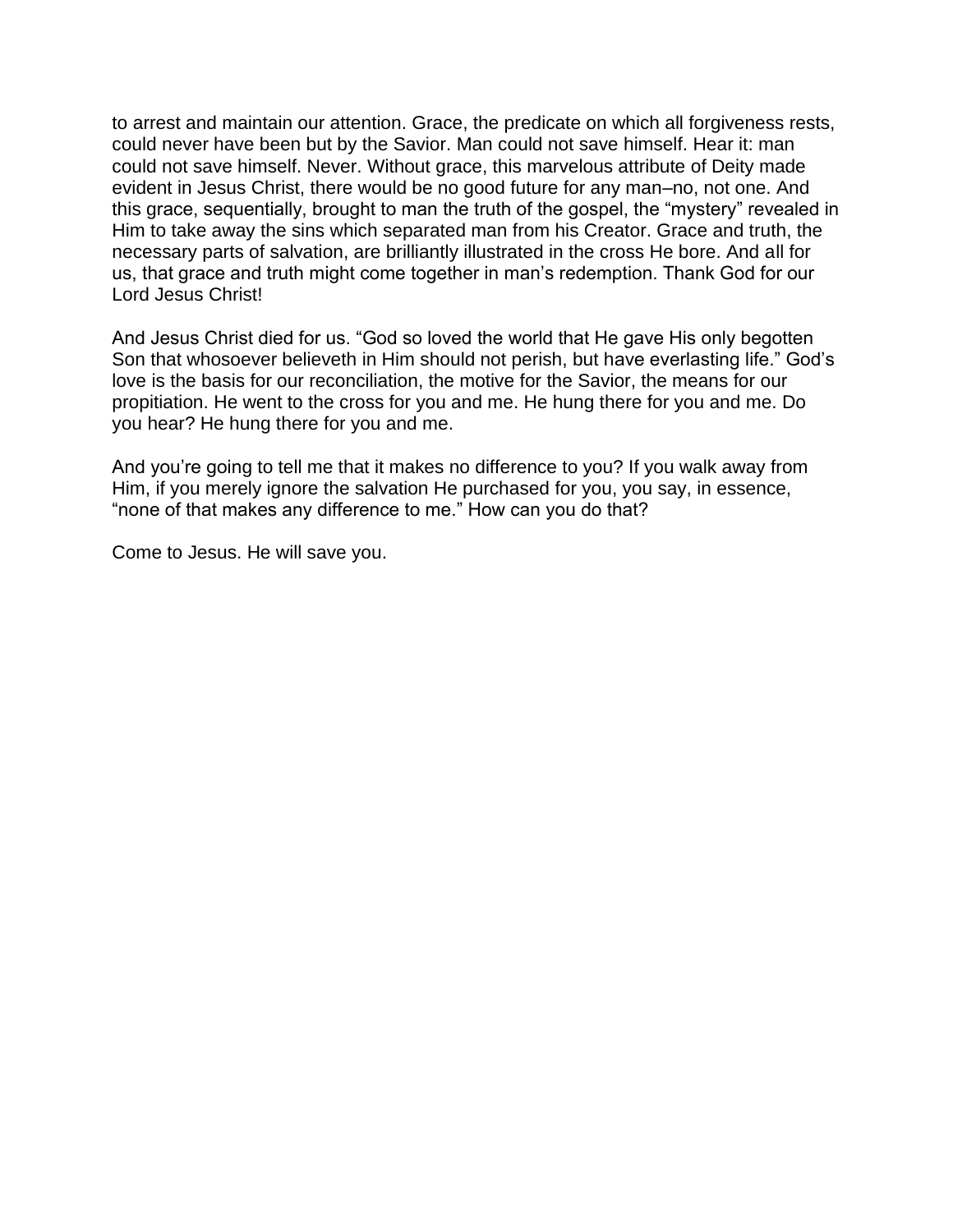to arrest and maintain our attention. Grace, the predicate on which all forgiveness rests, could never have been but by the Savior. Man could not save himself. Hear it: man could not save himself. Never. Without grace, this marvelous attribute of Deity made evident in Jesus Christ, there would be no good future for any man–no, not one. And this grace, sequentially, brought to man the truth of the gospel, the “mystery” revealed in Him to take away the sins which separated man from his Creator. Grace and truth, the necessary parts of salvation, are brilliantly illustrated in the cross He bore. And all for us, that grace and truth might come together in man’s redemption. Thank God for our Lord Jesus Christ!

And Jesus Christ died for us. “God so loved the world that He gave His only begotten Son that whosoever believeth in Him should not perish, but have everlasting life.” God’s love is the basis for our reconciliation, the motive for the Savior, the means for our propitiation. He went to the cross for you and me. He hung there for you and me. Do you hear? He hung there for you and me.

And you’re going to tell me that it makes no difference to you? If you walk away from Him, if you merely ignore the salvation He purchased for you, you say, in essence, “none of that makes any difference to me.” How can you do that?

Come to Jesus. He will save you.